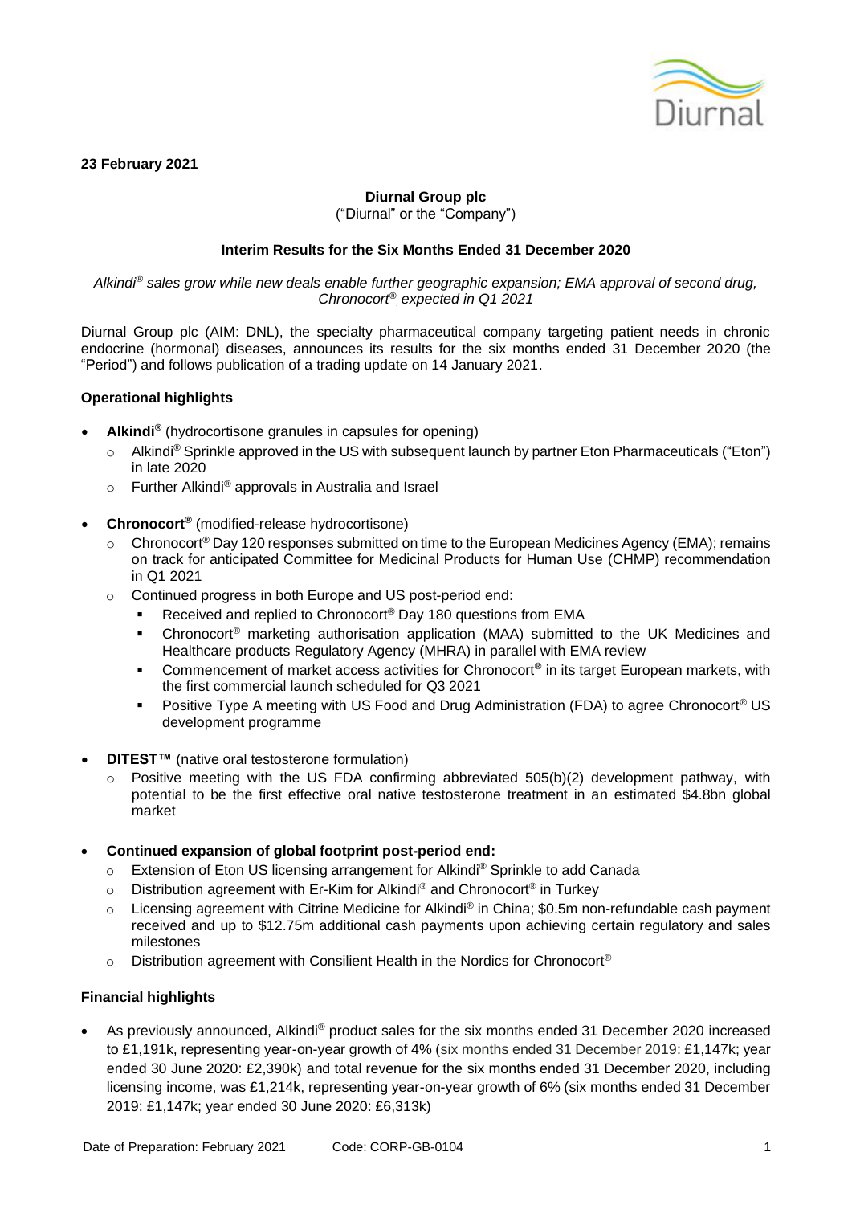**23 February 2021**

**Diurnal Group plc**
("Diurnal" or the "Company")

**Interim Results for the Six Months Ended 31 December 2020**

*Alkindi® sales grow while new deals enable further geographic expansion; EMA approval of second drug, Chronocort®, expected in Q1 2021*

Diurnal Group plc (AIM: DNL), the specialty pharmaceutical company targeting patient needs in chronic endocrine (hormonal) diseases, announces its results for the six months ended 31 December 2020 (the "Period") and follows publication of a trading update on 14 January 2021.

**Operational highlights**

- **Alkindi®** (hydrocortisone granules in capsules for opening)
  - Alkindi® Sprinkle approved in the US with subsequent launch by partner Eton Pharmaceuticals ("Eton") in late 2020
  - Further Alkindi® approvals in Australia and Israel
- **Chronocort®** (modified-release hydrocortisone)
  - Chronocort® Day 120 responses submitted on time to the European Medicines Agency (EMA); remains on track for anticipated Committee for Medicinal Products for Human Use (CHMP) recommendation in Q1 2021
  - Continued progress in both Europe and US post-period end:
    - Received and replied to Chronocort® Day 180 questions from EMA
    - Chronocort® marketing authorisation application (MAA) submitted to the UK Medicines and Healthcare products Regulatory Agency (MHRA) in parallel with EMA review
    - Commencement of market access activities for Chronocort® in its target European markets, with the first commercial launch scheduled for Q3 2021
    - Positive Type A meeting with US Food and Drug Administration (FDA) to agree Chronocort® US development programme
- **DITEST™** (native oral testosterone formulation)
  - Positive meeting with the US FDA confirming abbreviated 505(b)(2) development pathway, with potential to be the first effective oral native testosterone treatment in an estimated $4.8bn global market
- **Continued expansion of global footprint post-period end:**
  - Extension of Eton US licensing arrangement for Alkindi® Sprinkle to add Canada
  - Distribution agreement with Er-Kim for Alkindi® and Chronocort® in Turkey
  - Licensing agreement with Citrine Medicine for Alkindi® in China; $0.5m non-refundable cash payment received and up to $12.75m additional cash payments upon achieving certain regulatory and sales milestones
  - Distribution agreement with Consilient Health in the Nordics for Chronocort®

**Financial highlights**

- As previously announced, Alkindi® product sales for the six months ended 31 December 2020 increased to £1,191k, representing year-on-year growth of 4% (six months ended 31 December 2019: £1,147k; year ended 30 June 2020: £2,390k) and total revenue for the six months ended 31 December 2020, including licensing income, was £1,214k, representing year-on-year growth of 6% (six months ended 31 December 2019: £1,147k; year ended 30 June 2020: £6,313k)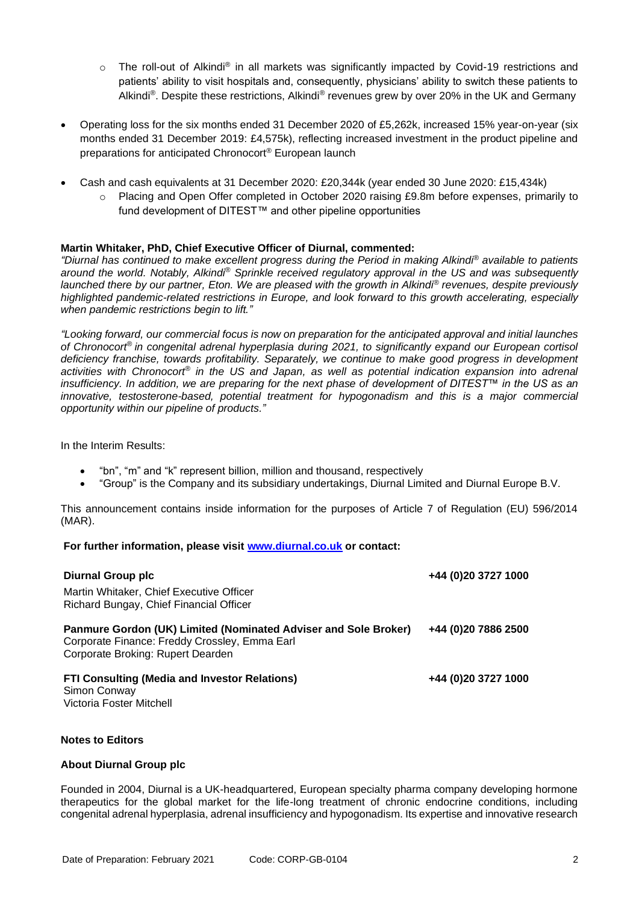- The roll-out of Alkindi® in all markets was significantly impacted by Covid-19 restrictions and patients' ability to visit hospitals and, consequently, physicians' ability to switch these patients to Alkindi®. Despite these restrictions, Alkindi® revenues grew by over 20% in the UK and Germany

- Operating loss for the six months ended 31 December 2020 of £5,262k, increased 15% year-on-year (six months ended 31 December 2019: £4,575k), reflecting increased investment in the product pipeline and preparations for anticipated Chronocort® European launch

- Cash and cash equivalents at 31 December 2020: £20,344k (year ended 30 June 2020: £15,434k)
    - Placing and Open Offer completed in October 2020 raising £9.8m before expenses, primarily to fund development of DITEST™ and other pipeline opportunities

**Martin Whitaker, PhD, Chief Executive Officer of Diurnal, commented:**

*"Diurnal has continued to make excellent progress during the Period in making Alkindi® available to patients around the world. Notably, Alkindi® Sprinkle received regulatory approval in the US and was subsequently launched there by our partner, Eton. We are pleased with the growth in Alkindi® revenues, despite previously highlighted pandemic-related restrictions in Europe, and look forward to this growth accelerating, especially when pandemic restrictions begin to lift."*

*"Looking forward, our commercial focus is now on preparation for the anticipated approval and initial launches of Chronocort® in congenital adrenal hyperplasia during 2021, to significantly expand our European cortisol deficiency franchise, towards profitability. Separately, we continue to make good progress in development activities with Chronocort® in the US and Japan, as well as potential indication expansion into adrenal insufficiency. In addition, we are preparing for the next phase of development of DITEST™ in the US as an innovative, testosterone-based, potential treatment for hypogonadism and this is a major commercial opportunity within our pipeline of products."*

In the Interim Results:

- "bn", "m" and "k" represent billion, million and thousand, respectively
- "Group" is the Company and its subsidiary undertakings, Diurnal Limited and Diurnal Europe B.V.

This announcement contains inside information for the purposes of Article 7 of Regulation (EU) 596/2014 (MAR).

**For further information, please visit [www.diurnal.co.uk](www.diurnal.co.uk) or contact:**

| | |
|---|---|
| **Diurnal Group plc**<br>Martin Whitaker, Chief Executive Officer<br>Richard Bungay, Chief Financial Officer | **+44 (0)20 3727 1000** |
| **Panmure Gordon (UK) Limited (Nominated Adviser and Sole Broker)**<br>Corporate Finance: Freddy Crossley, Emma Earl<br>Corporate Broking: Rupert Dearden | **+44 (0)20 7886 2500** |
| **FTI Consulting (Media and Investor Relations)**<br>Simon Conway<br>Victoria Foster Mitchell | **+44 (0)20 3727 1000** |

**Notes to Editors**

**About Diurnal Group plc**

Founded in 2004, Diurnal is a UK-headquartered, European specialty pharma company developing hormone therapeutics for the global market for the life-long treatment of chronic endocrine conditions, including congenital adrenal hyperplasia, adrenal insufficiency and hypogonadism. Its expertise and innovative research

Date of Preparation: February 2021 Code: CORP-GB-0104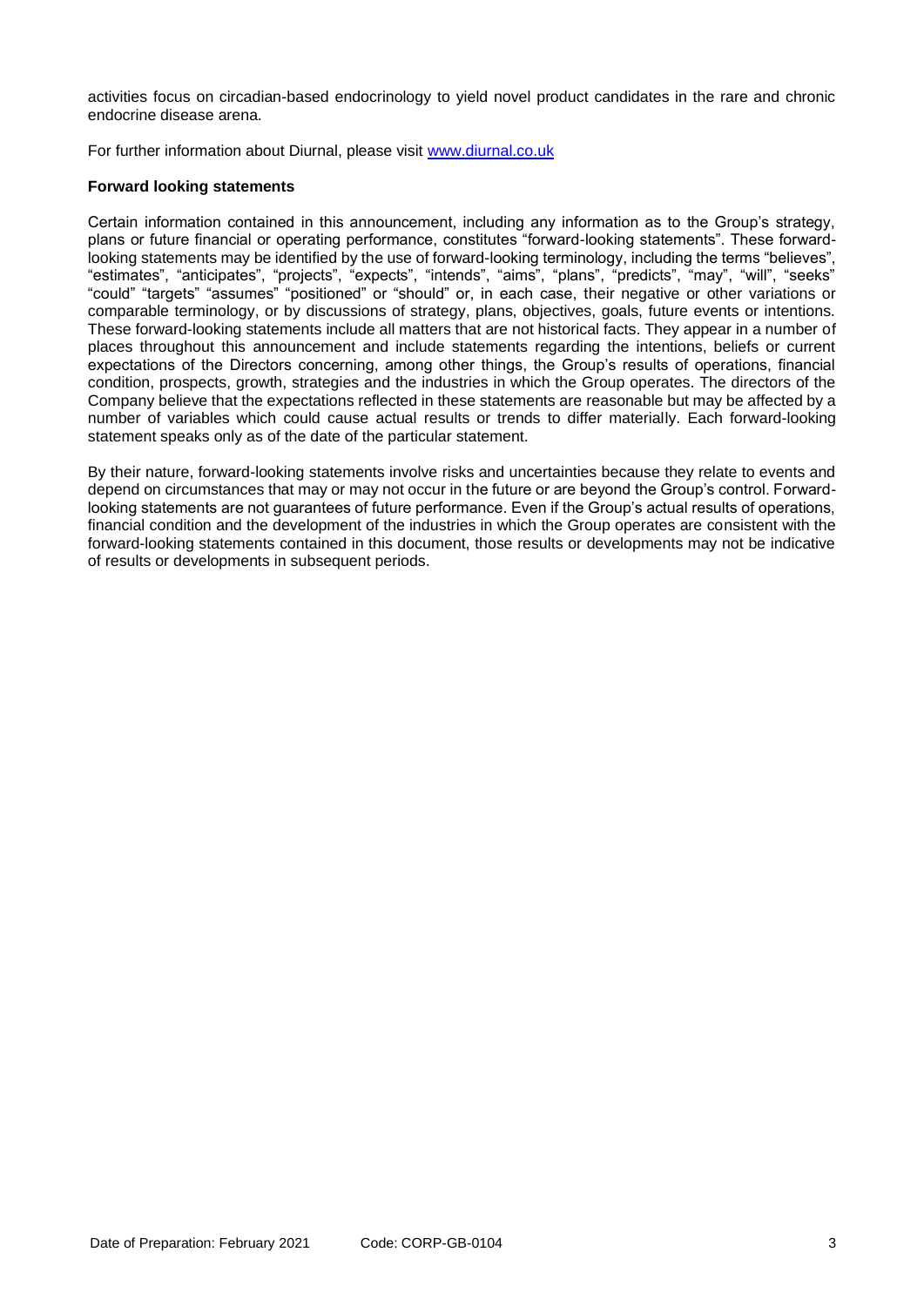activities focus on circadian-based endocrinology to yield novel product candidates in the rare and chronic endocrine disease arena.

For further information about Diurnal, please visit [www.diurnal.co.uk](www.diurnal.co.uk)

**Forward looking statements**

Certain information contained in this announcement, including any information as to the Group's strategy, plans or future financial or operating performance, constitutes "forward-looking statements". These forward-looking statements may be identified by the use of forward-looking terminology, including the terms "believes", "estimates", "anticipates", "projects", "expects", "intends", "aims", "plans", "predicts", "may", "will", "seeks" "could" "targets" "assumes" "positioned" or "should" or, in each case, their negative or other variations or comparable terminology, or by discussions of strategy, plans, objectives, goals, future events or intentions. These forward-looking statements include all matters that are not historical facts. They appear in a number of places throughout this announcement and include statements regarding the intentions, beliefs or current expectations of the Directors concerning, among other things, the Group's results of operations, financial condition, prospects, growth, strategies and the industries in which the Group operates. The directors of the Company believe that the expectations reflected in these statements are reasonable but may be affected by a number of variables which could cause actual results or trends to differ materially. Each forward-looking statement speaks only as of the date of the particular statement.

By their nature, forward-looking statements involve risks and uncertainties because they relate to events and depend on circumstances that may or may not occur in the future or are beyond the Group's control. Forward-looking statements are not guarantees of future performance. Even if the Group's actual results of operations, financial condition and the development of the industries in which the Group operates are consistent with the forward-looking statements contained in this document, those results or developments may not be indicative of results or developments in subsequent periods.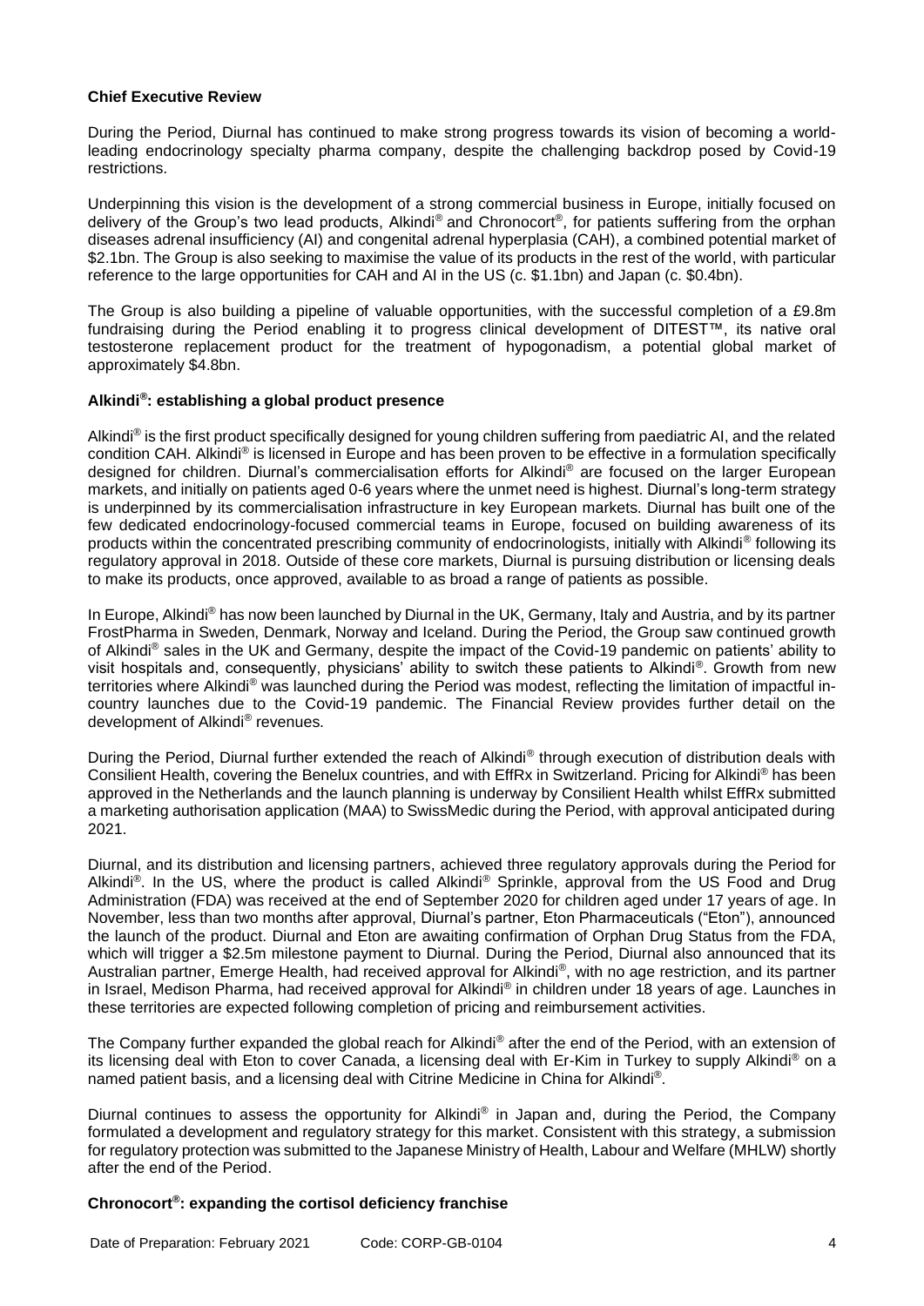**Chief Executive Review**

During the Period, Diurnal has continued to make strong progress towards its vision of becoming a world-leading endocrinology specialty pharma company, despite the challenging backdrop posed by Covid-19 restrictions.

Underpinning this vision is the development of a strong commercial business in Europe, initially focused on delivery of the Group's two lead products, Alkindi® and Chronocort®, for patients suffering from the orphan diseases adrenal insufficiency (AI) and congenital adrenal hyperplasia (CAH), a combined potential market of \$2.1bn. The Group is also seeking to maximise the value of its products in the rest of the world, with particular reference to the large opportunities for CAH and AI in the US (c. \$1.1bn) and Japan (c. \$0.4bn).

The Group is also building a pipeline of valuable opportunities, with the successful completion of a £9.8m fundraising during the Period enabling it to progress clinical development of DITEST™, its native oral testosterone replacement product for the treatment of hypogonadism, a potential global market of approximately \$4.8bn.

**Alkindi®: establishing a global product presence**

Alkindi® is the first product specifically designed for young children suffering from paediatric AI, and the related condition CAH. Alkindi® is licensed in Europe and has been proven to be effective in a formulation specifically designed for children. Diurnal's commercialisation efforts for Alkindi® are focused on the larger European markets, and initially on patients aged 0-6 years where the unmet need is highest. Diurnal's long-term strategy is underpinned by its commercialisation infrastructure in key European markets. Diurnal has built one of the few dedicated endocrinology-focused commercial teams in Europe, focused on building awareness of its products within the concentrated prescribing community of endocrinologists, initially with Alkindi® following its regulatory approval in 2018. Outside of these core markets, Diurnal is pursuing distribution or licensing deals to make its products, once approved, available to as broad a range of patients as possible.

In Europe, Alkindi® has now been launched by Diurnal in the UK, Germany, Italy and Austria, and by its partner FrostPharma in Sweden, Denmark, Norway and Iceland. During the Period, the Group saw continued growth of Alkindi® sales in the UK and Germany, despite the impact of the Covid-19 pandemic on patients' ability to visit hospitals and, consequently, physicians' ability to switch these patients to Alkindi®. Growth from new territories where Alkindi® was launched during the Period was modest, reflecting the limitation of impactful in-country launches due to the Covid-19 pandemic. The Financial Review provides further detail on the development of Alkindi® revenues.

During the Period, Diurnal further extended the reach of Alkindi® through execution of distribution deals with Consilient Health, covering the Benelux countries, and with EffRx in Switzerland. Pricing for Alkindi® has been approved in the Netherlands and the launch planning is underway by Consilient Health whilst EffRx submitted a marketing authorisation application (MAA) to SwissMedic during the Period, with approval anticipated during 2021.

Diurnal, and its distribution and licensing partners, achieved three regulatory approvals during the Period for Alkindi®. In the US, where the product is called Alkindi® Sprinkle, approval from the US Food and Drug Administration (FDA) was received at the end of September 2020 for children aged under 17 years of age. In November, less than two months after approval, Diurnal's partner, Eton Pharmaceuticals ("Eton"), announced the launch of the product. Diurnal and Eton are awaiting confirmation of Orphan Drug Status from the FDA, which will trigger a \$2.5m milestone payment to Diurnal. During the Period, Diurnal also announced that its Australian partner, Emerge Health, had received approval for Alkindi®, with no age restriction, and its partner in Israel, Medison Pharma, had received approval for Alkindi® in children under 18 years of age. Launches in these territories are expected following completion of pricing and reimbursement activities.

The Company further expanded the global reach for Alkindi® after the end of the Period, with an extension of its licensing deal with Eton to cover Canada, a licensing deal with Er-Kim in Turkey to supply Alkindi® on a named patient basis, and a licensing deal with Citrine Medicine in China for Alkindi®.

Diurnal continues to assess the opportunity for Alkindi® in Japan and, during the Period, the Company formulated a development and regulatory strategy for this market. Consistent with this strategy, a submission for regulatory protection was submitted to the Japanese Ministry of Health, Labour and Welfare (MHLW) shortly after the end of the Period.

**Chronocort®: expanding the cortisol deficiency franchise**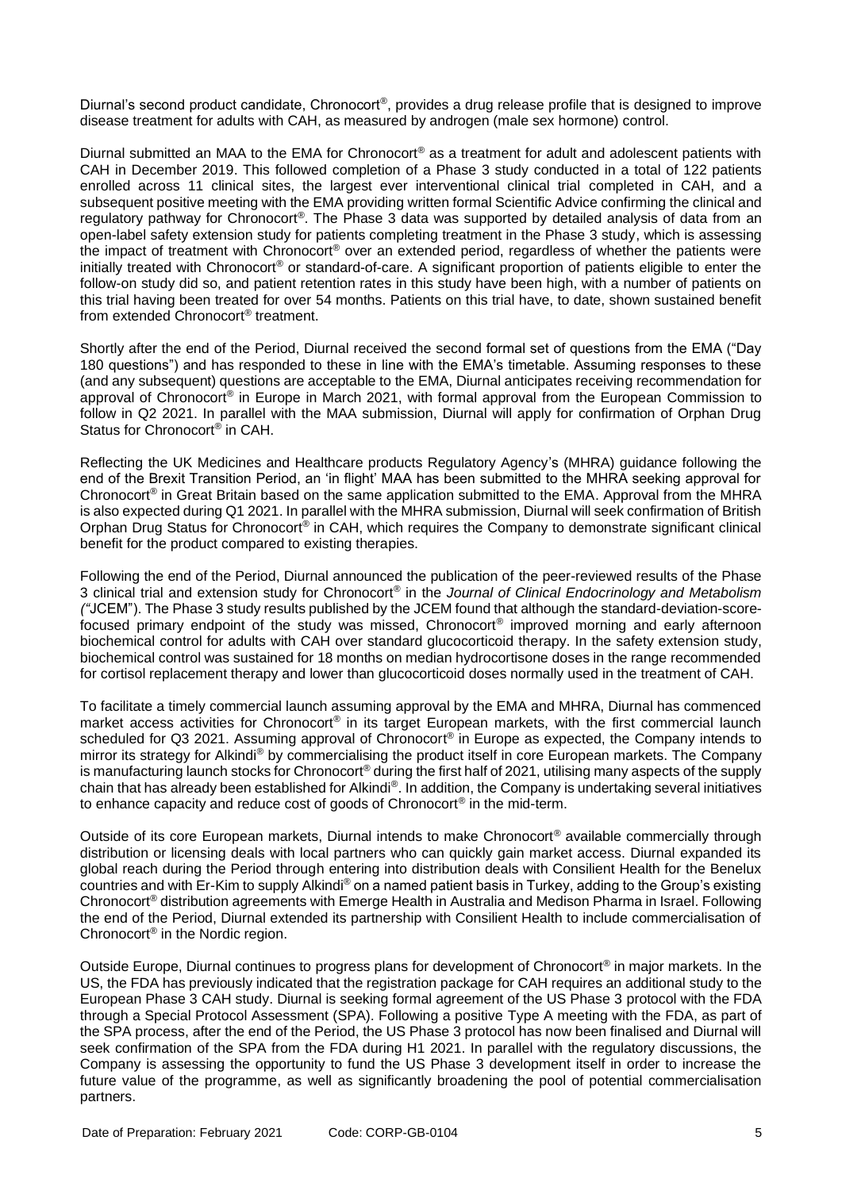Diurnal's second product candidate, Chronocort®, provides a drug release profile that is designed to improve disease treatment for adults with CAH, as measured by androgen (male sex hormone) control.

Diurnal submitted an MAA to the EMA for Chronocort® as a treatment for adult and adolescent patients with CAH in December 2019. This followed completion of a Phase 3 study conducted in a total of 122 patients enrolled across 11 clinical sites, the largest ever interventional clinical trial completed in CAH, and a subsequent positive meeting with the EMA providing written formal Scientific Advice confirming the clinical and regulatory pathway for Chronocort®. The Phase 3 data was supported by detailed analysis of data from an open-label safety extension study for patients completing treatment in the Phase 3 study, which is assessing the impact of treatment with Chronocort® over an extended period, regardless of whether the patients were initially treated with Chronocort® or standard-of-care. A significant proportion of patients eligible to enter the follow-on study did so, and patient retention rates in this study have been high, with a number of patients on this trial having been treated for over 54 months. Patients on this trial have, to date, shown sustained benefit from extended Chronocort® treatment.

Shortly after the end of the Period, Diurnal received the second formal set of questions from the EMA ("Day 180 questions") and has responded to these in line with the EMA's timetable. Assuming responses to these (and any subsequent) questions are acceptable to the EMA, Diurnal anticipates receiving recommendation for approval of Chronocort® in Europe in March 2021, with formal approval from the European Commission to follow in Q2 2021. In parallel with the MAA submission, Diurnal will apply for confirmation of Orphan Drug Status for Chronocort® in CAH.

Reflecting the UK Medicines and Healthcare products Regulatory Agency's (MHRA) guidance following the end of the Brexit Transition Period, an 'in flight' MAA has been submitted to the MHRA seeking approval for Chronocort® in Great Britain based on the same application submitted to the EMA. Approval from the MHRA is also expected during Q1 2021. In parallel with the MHRA submission, Diurnal will seek confirmation of British Orphan Drug Status for Chronocort® in CAH, which requires the Company to demonstrate significant clinical benefit for the product compared to existing therapies.

Following the end of the Period, Diurnal announced the publication of the peer-reviewed results of the Phase 3 clinical trial and extension study for Chronocort® in the *Journal of Clinical Endocrinology and Metabolism* ("JCEM"). The Phase 3 study results published by the JCEM found that although the standard-deviation-score-focused primary endpoint of the study was missed, Chronocort® improved morning and early afternoon biochemical control for adults with CAH over standard glucocorticoid therapy. In the safety extension study, biochemical control was sustained for 18 months on median hydrocortisone doses in the range recommended for cortisol replacement therapy and lower than glucocorticoid doses normally used in the treatment of CAH.

To facilitate a timely commercial launch assuming approval by the EMA and MHRA, Diurnal has commenced market access activities for Chronocort® in its target European markets, with the first commercial launch scheduled for Q3 2021. Assuming approval of Chronocort® in Europe as expected, the Company intends to mirror its strategy for Alkindi® by commercialising the product itself in core European markets. The Company is manufacturing launch stocks for Chronocort® during the first half of 2021, utilising many aspects of the supply chain that has already been established for Alkindi®. In addition, the Company is undertaking several initiatives to enhance capacity and reduce cost of goods of Chronocort® in the mid-term.

Outside of its core European markets, Diurnal intends to make Chronocort® available commercially through distribution or licensing deals with local partners who can quickly gain market access. Diurnal expanded its global reach during the Period through entering into distribution deals with Consilient Health for the Benelux countries and with Er-Kim to supply Alkindi® on a named patient basis in Turkey, adding to the Group's existing Chronocort® distribution agreements with Emerge Health in Australia and Medison Pharma in Israel. Following the end of the Period, Diurnal extended its partnership with Consilient Health to include commercialisation of Chronocort® in the Nordic region.

Outside Europe, Diurnal continues to progress plans for development of Chronocort® in major markets. In the US, the FDA has previously indicated that the registration package for CAH requires an additional study to the European Phase 3 CAH study. Diurnal is seeking formal agreement of the US Phase 3 protocol with the FDA through a Special Protocol Assessment (SPA). Following a positive Type A meeting with the FDA, as part of the SPA process, after the end of the Period, the US Phase 3 protocol has now been finalised and Diurnal will seek confirmation of the SPA from the FDA during H1 2021. In parallel with the regulatory discussions, the Company is assessing the opportunity to fund the US Phase 3 development itself in order to increase the future value of the programme, as well as significantly broadening the pool of potential commercialisation partners.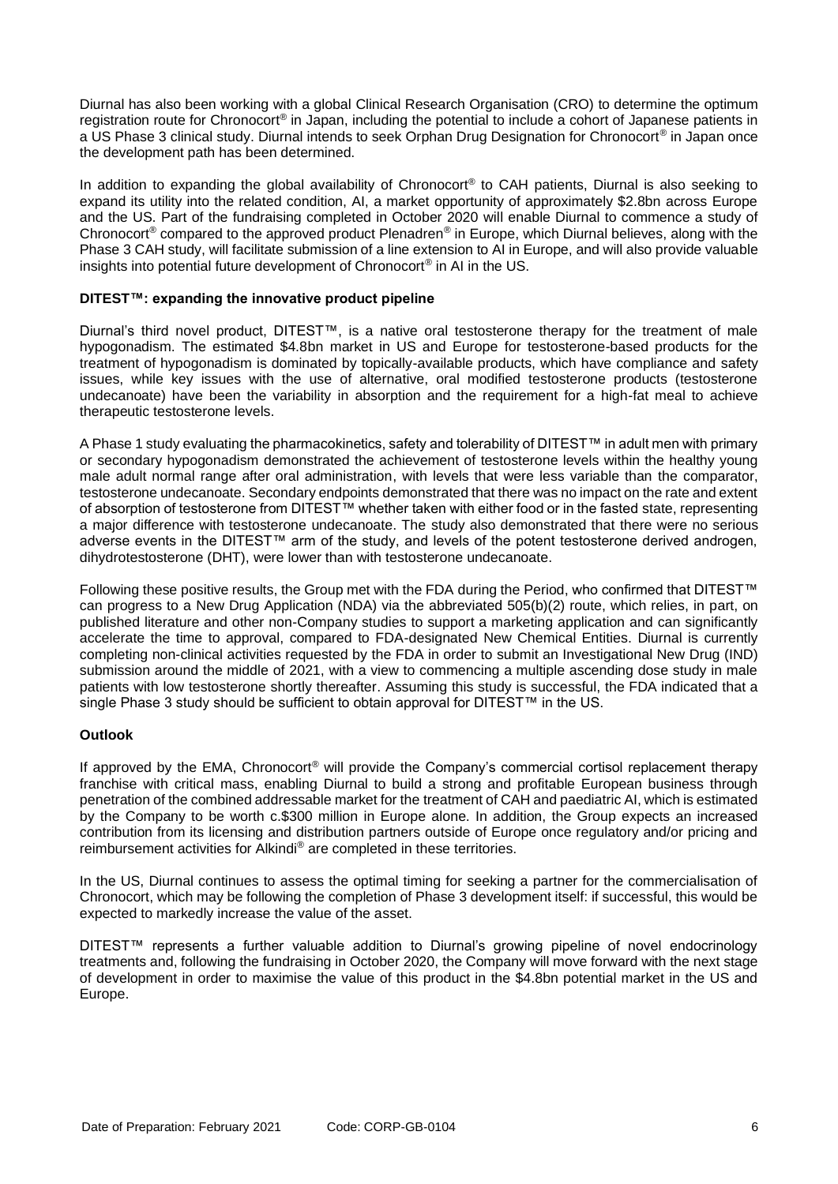Diurnal has also been working with a global Clinical Research Organisation (CRO) to determine the optimum registration route for Chronocort® in Japan, including the potential to include a cohort of Japanese patients in a US Phase 3 clinical study. Diurnal intends to seek Orphan Drug Designation for Chronocort® in Japan once the development path has been determined.

In addition to expanding the global availability of Chronocort® to CAH patients, Diurnal is also seeking to expand its utility into the related condition, AI, a market opportunity of approximately $2.8bn across Europe and the US. Part of the fundraising completed in October 2020 will enable Diurnal to commence a study of Chronocort® compared to the approved product Plenadren® in Europe, which Diurnal believes, along with the Phase 3 CAH study, will facilitate submission of a line extension to AI in Europe, and will also provide valuable insights into potential future development of Chronocort® in AI in the US.

**DITEST™: expanding the innovative product pipeline**

Diurnal's third novel product, DITEST™, is a native oral testosterone therapy for the treatment of male hypogonadism. The estimated $4.8bn market in US and Europe for testosterone-based products for the treatment of hypogonadism is dominated by topically-available products, which have compliance and safety issues, while key issues with the use of alternative, oral modified testosterone products (testosterone undecanoate) have been the variability in absorption and the requirement for a high-fat meal to achieve therapeutic testosterone levels.

A Phase 1 study evaluating the pharmacokinetics, safety and tolerability of DITEST™ in adult men with primary or secondary hypogonadism demonstrated the achievement of testosterone levels within the healthy young male adult normal range after oral administration, with levels that were less variable than the comparator, testosterone undecanoate. Secondary endpoints demonstrated that there was no impact on the rate and extent of absorption of testosterone from DITEST™ whether taken with either food or in the fasted state, representing a major difference with testosterone undecanoate. The study also demonstrated that there were no serious adverse events in the DITEST™ arm of the study, and levels of the potent testosterone derived androgen, dihydrotestosterone (DHT), were lower than with testosterone undecanoate.

Following these positive results, the Group met with the FDA during the Period, who confirmed that DITEST™ can progress to a New Drug Application (NDA) via the abbreviated 505(b)(2) route, which relies, in part, on published literature and other non-Company studies to support a marketing application and can significantly accelerate the time to approval, compared to FDA-designated New Chemical Entities. Diurnal is currently completing non-clinical activities requested by the FDA in order to submit an Investigational New Drug (IND) submission around the middle of 2021, with a view to commencing a multiple ascending dose study in male patients with low testosterone shortly thereafter. Assuming this study is successful, the FDA indicated that a single Phase 3 study should be sufficient to obtain approval for DITEST™ in the US.

**Outlook**

If approved by the EMA, Chronocort® will provide the Company's commercial cortisol replacement therapy franchise with critical mass, enabling Diurnal to build a strong and profitable European business through penetration of the combined addressable market for the treatment of CAH and paediatric AI, which is estimated by the Company to be worth c.$300 million in Europe alone. In addition, the Group expects an increased contribution from its licensing and distribution partners outside of Europe once regulatory and/or pricing and reimbursement activities for Alkindi® are completed in these territories.

In the US, Diurnal continues to assess the optimal timing for seeking a partner for the commercialisation of Chronocort, which may be following the completion of Phase 3 development itself: if successful, this would be expected to markedly increase the value of the asset.

DITEST™ represents a further valuable addition to Diurnal's growing pipeline of novel endocrinology treatments and, following the fundraising in October 2020, the Company will move forward with the next stage of development in order to maximise the value of this product in the $4.8bn potential market in the US and Europe.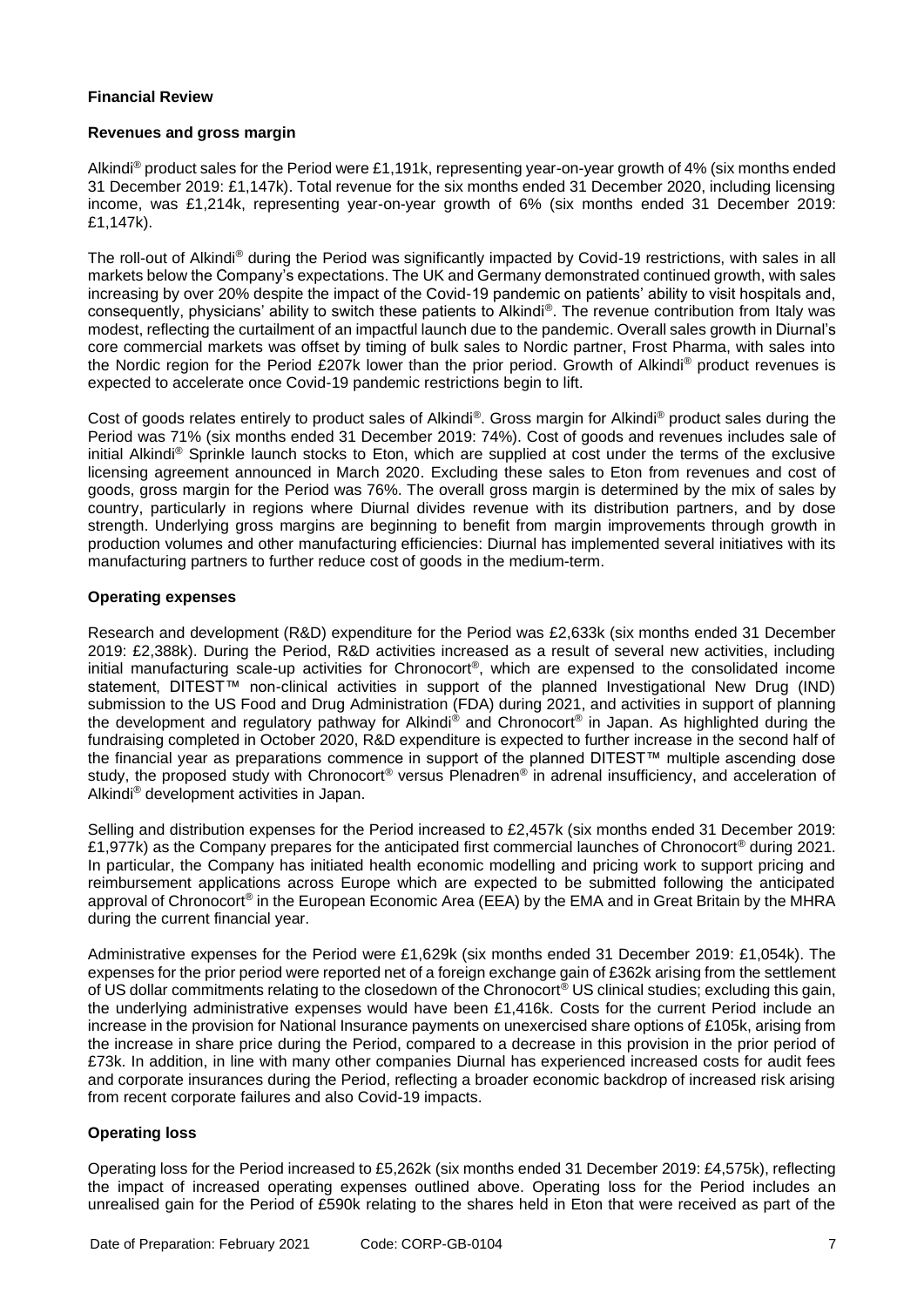## Financial Review

### Revenues and gross margin

Alkindi® product sales for the Period were £1,191k, representing year-on-year growth of 4% (six months ended 31 December 2019: £1,147k). Total revenue for the six months ended 31 December 2020, including licensing income, was £1,214k, representing year-on-year growth of 6% (six months ended 31 December 2019: £1,147k).

The roll-out of Alkindi® during the Period was significantly impacted by Covid-19 restrictions, with sales in all markets below the Company's expectations. The UK and Germany demonstrated continued growth, with sales increasing by over 20% despite the impact of the Covid-19 pandemic on patients' ability to visit hospitals and, consequently, physicians' ability to switch these patients to Alkindi®. The revenue contribution from Italy was modest, reflecting the curtailment of an impactful launch due to the pandemic. Overall sales growth in Diurnal's core commercial markets was offset by timing of bulk sales to Nordic partner, Frost Pharma, with sales into the Nordic region for the Period £207k lower than the prior period. Growth of Alkindi® product revenues is expected to accelerate once Covid-19 pandemic restrictions begin to lift.

Cost of goods relates entirely to product sales of Alkindi®. Gross margin for Alkindi® product sales during the Period was 71% (six months ended 31 December 2019: 74%). Cost of goods and revenues includes sale of initial Alkindi® Sprinkle launch stocks to Eton, which are supplied at cost under the terms of the exclusive licensing agreement announced in March 2020. Excluding these sales to Eton from revenues and cost of goods, gross margin for the Period was 76%. The overall gross margin is determined by the mix of sales by country, particularly in regions where Diurnal divides revenue with its distribution partners, and by dose strength. Underlying gross margins are beginning to benefit from margin improvements through growth in production volumes and other manufacturing efficiencies: Diurnal has implemented several initiatives with its manufacturing partners to further reduce cost of goods in the medium-term.

### Operating expenses

Research and development (R&D) expenditure for the Period was £2,633k (six months ended 31 December 2019: £2,388k). During the Period, R&D activities increased as a result of several new activities, including initial manufacturing scale-up activities for Chronocort®, which are expensed to the consolidated income statement, DITEST™ non-clinical activities in support of the planned Investigational New Drug (IND) submission to the US Food and Drug Administration (FDA) during 2021, and activities in support of planning the development and regulatory pathway for Alkindi® and Chronocort® in Japan. As highlighted during the fundraising completed in October 2020, R&D expenditure is expected to further increase in the second half of the financial year as preparations commence in support of the planned DITEST™ multiple ascending dose study, the proposed study with Chronocort® versus Plenadren® in adrenal insufficiency, and acceleration of Alkindi® development activities in Japan.

Selling and distribution expenses for the Period increased to £2,457k (six months ended 31 December 2019: £1,977k) as the Company prepares for the anticipated first commercial launches of Chronocort® during 2021. In particular, the Company has initiated health economic modelling and pricing work to support pricing and reimbursement applications across Europe which are expected to be submitted following the anticipated approval of Chronocort® in the European Economic Area (EEA) by the EMA and in Great Britain by the MHRA during the current financial year.

Administrative expenses for the Period were £1,629k (six months ended 31 December 2019: £1,054k). The expenses for the prior period were reported net of a foreign exchange gain of £362k arising from the settlement of US dollar commitments relating to the closedown of the Chronocort® US clinical studies; excluding this gain, the underlying administrative expenses would have been £1,416k. Costs for the current Period include an increase in the provision for National Insurance payments on unexercised share options of £105k, arising from the increase in share price during the Period, compared to a decrease in this provision in the prior period of £73k. In addition, in line with many other companies Diurnal has experienced increased costs for audit fees and corporate insurances during the Period, reflecting a broader economic backdrop of increased risk arising from recent corporate failures and also Covid-19 impacts.

### Operating loss

Operating loss for the Period increased to £5,262k (six months ended 31 December 2019: £4,575k), reflecting the impact of increased operating expenses outlined above. Operating loss for the Period includes an unrealised gain for the Period of £590k relating to the shares held in Eton that were received as part of the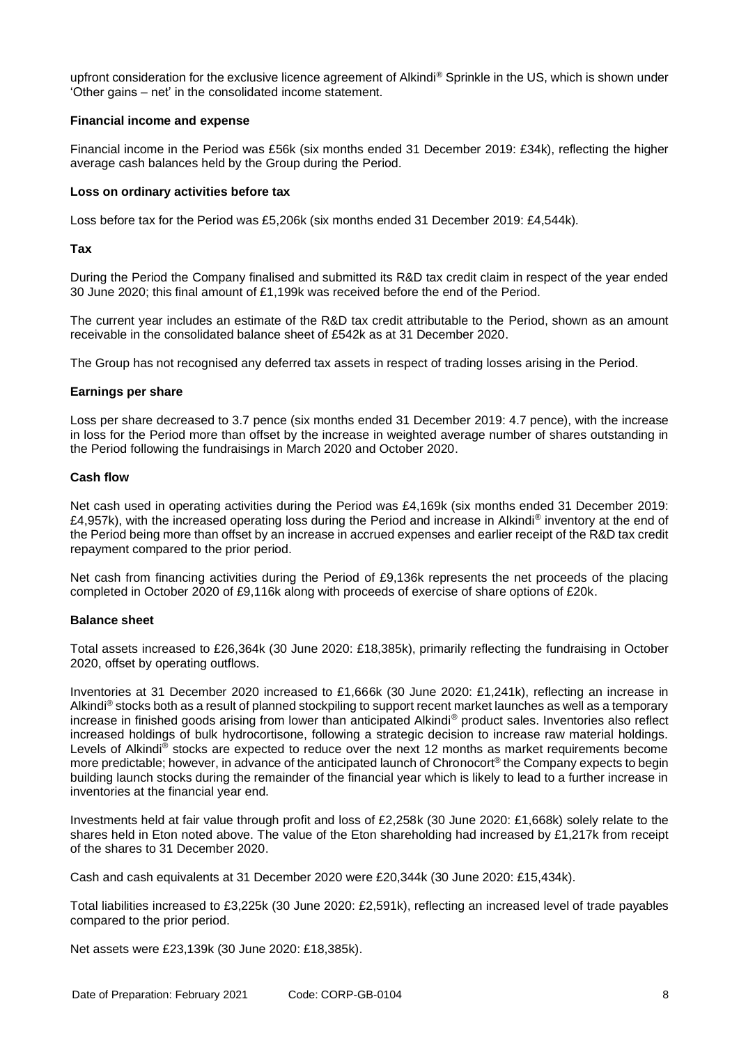upfront consideration for the exclusive licence agreement of Alkindi® Sprinkle in the US, which is shown under 'Other gains – net' in the consolidated income statement.

**Financial income and expense**

Financial income in the Period was £56k (six months ended 31 December 2019: £34k), reflecting the higher average cash balances held by the Group during the Period.

**Loss on ordinary activities before tax**

Loss before tax for the Period was £5,206k (six months ended 31 December 2019: £4,544k).

**Tax**

During the Period the Company finalised and submitted its R&D tax credit claim in respect of the year ended 30 June 2020; this final amount of £1,199k was received before the end of the Period.

The current year includes an estimate of the R&D tax credit attributable to the Period, shown as an amount receivable in the consolidated balance sheet of £542k as at 31 December 2020.

The Group has not recognised any deferred tax assets in respect of trading losses arising in the Period.

**Earnings per share**

Loss per share decreased to 3.7 pence (six months ended 31 December 2019: 4.7 pence), with the increase in loss for the Period more than offset by the increase in weighted average number of shares outstanding in the Period following the fundraisings in March 2020 and October 2020.

**Cash flow**

Net cash used in operating activities during the Period was £4,169k (six months ended 31 December 2019: £4,957k), with the increased operating loss during the Period and increase in Alkindi® inventory at the end of the Period being more than offset by an increase in accrued expenses and earlier receipt of the R&D tax credit repayment compared to the prior period.

Net cash from financing activities during the Period of £9,136k represents the net proceeds of the placing completed in October 2020 of £9,116k along with proceeds of exercise of share options of £20k.

**Balance sheet**

Total assets increased to £26,364k (30 June 2020: £18,385k), primarily reflecting the fundraising in October 2020, offset by operating outflows.

Inventories at 31 December 2020 increased to £1,666k (30 June 2020: £1,241k), reflecting an increase in Alkindi® stocks both as a result of planned stockpiling to support recent market launches as well as a temporary increase in finished goods arising from lower than anticipated Alkindi® product sales. Inventories also reflect increased holdings of bulk hydrocortisone, following a strategic decision to increase raw material holdings. Levels of Alkindi® stocks are expected to reduce over the next 12 months as market requirements become more predictable; however, in advance of the anticipated launch of Chronocort® the Company expects to begin building launch stocks during the remainder of the financial year which is likely to lead to a further increase in inventories at the financial year end.

Investments held at fair value through profit and loss of £2,258k (30 June 2020: £1,668k) solely relate to the shares held in Eton noted above. The value of the Eton shareholding had increased by £1,217k from receipt of the shares to 31 December 2020.

Cash and cash equivalents at 31 December 2020 were £20,344k (30 June 2020: £15,434k).

Total liabilities increased to £3,225k (30 June 2020: £2,591k), reflecting an increased level of trade payables compared to the prior period.

Net assets were £23,139k (30 June 2020: £18,385k).

Date of Preparation: February 2021 Code: CORP-GB-0104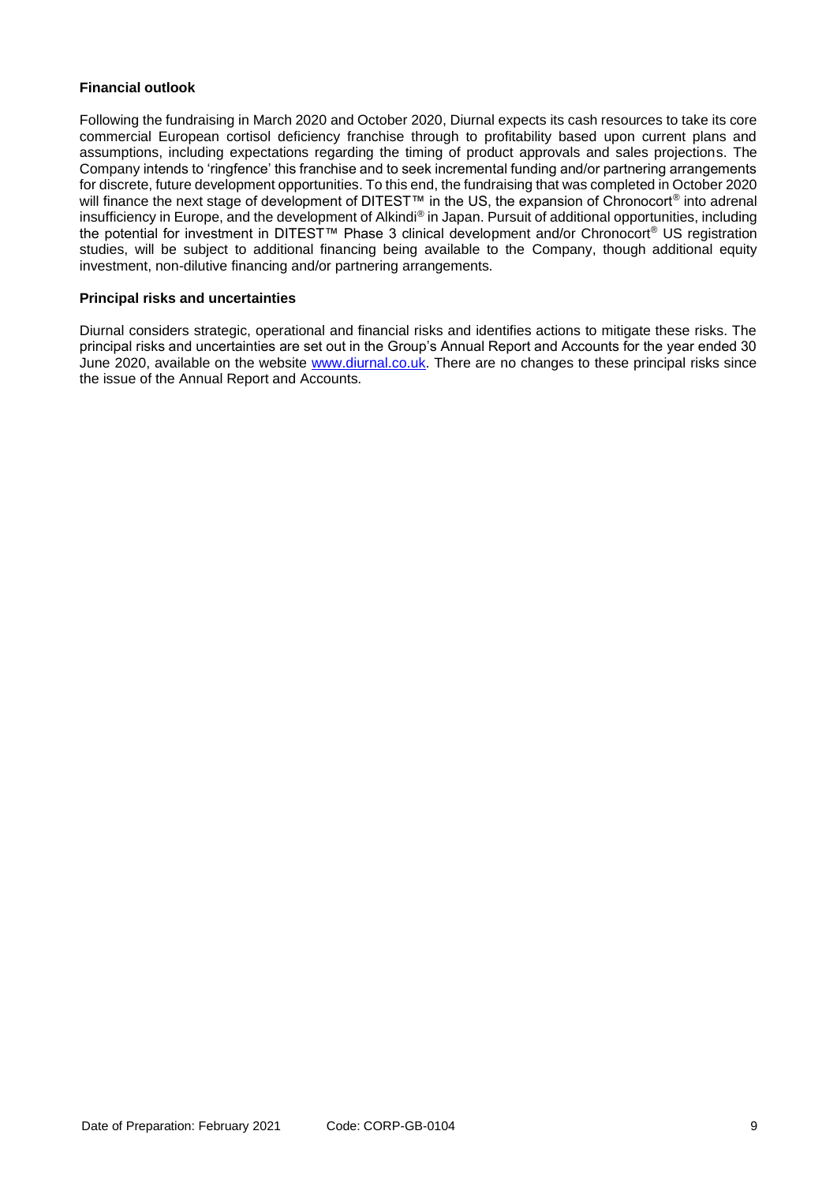**Financial outlook**

Following the fundraising in March 2020 and October 2020, Diurnal expects its cash resources to take its core commercial European cortisol deficiency franchise through to profitability based upon current plans and assumptions, including expectations regarding the timing of product approvals and sales projections. The Company intends to 'ringfence' this franchise and to seek incremental funding and/or partnering arrangements for discrete, future development opportunities. To this end, the fundraising that was completed in October 2020 will finance the next stage of development of DITEST™ in the US, the expansion of Chronocort® into adrenal insufficiency in Europe, and the development of Alkindi® in Japan. Pursuit of additional opportunities, including the potential for investment in DITEST™ Phase 3 clinical development and/or Chronocort® US registration studies, will be subject to additional financing being available to the Company, though additional equity investment, non-dilutive financing and/or partnering arrangements.

**Principal risks and uncertainties**

Diurnal considers strategic, operational and financial risks and identifies actions to mitigate these risks. The principal risks and uncertainties are set out in the Group's Annual Report and Accounts for the year ended 30 June 2020, available on the website [www.diurnal.co.uk](www.diurnal.co.uk). There are no changes to these principal risks since the issue of the Annual Report and Accounts.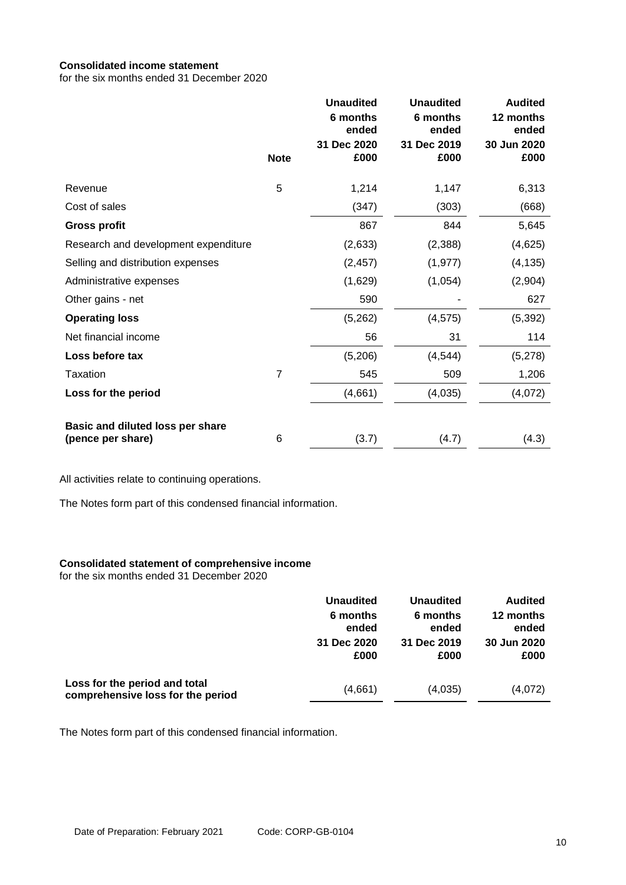**Consolidated income statement**
for the six months ended 31 December 2020

| | Note | Unaudited 6 months ended 31 Dec 2020 £000 | Unaudited 6 months ended 31 Dec 2019 £000 | Audited 12 months ended 30 Jun 2020 £000 |
|---|---|---|---|---|
| Revenue | 5 | 1,214 | 1,147 | 6,313 |
| Cost of sales | | (347) | (303) | (668) |
| **Gross profit** | | 867 | 844 | 5,645 |
| Research and development expenditure | | (2,633) | (2,388) | (4,625) |
| Selling and distribution expenses | | (2,457) | (1,977) | (4,135) |
| Administrative expenses | | (1,629) | (1,054) | (2,904) |
| Other gains - net | | 590 | - | 627 |
| **Operating loss** | | (5,262) | (4,575) | (5,392) |
| Net financial income | | 56 | 31 | 114 |
| **Loss before tax** | | (5,206) | (4,544) | (5,278) |
| Taxation | 7 | 545 | 509 | 1,206 |
| **Loss for the period** | | (4,661) | (4,035) | (4,072) |
| **Basic and diluted loss per share (pence per share)** | 6 | (3.7) | (4.7) | (4.3) |

All activities relate to continuing operations.

The Notes form part of this condensed financial information.

**Consolidated statement of comprehensive income**
for the six months ended 31 December 2020

| | Unaudited 6 months ended 31 Dec 2020 £000 | Unaudited 6 months ended 31 Dec 2019 £000 | Audited 12 months ended 30 Jun 2020 £000 |
|---|---|---|---|
| **Loss for the period and total comprehensive loss for the period** | (4,661) | (4,035) | (4,072) |

The Notes form part of this condensed financial information.

Date of Preparation: February 2021 Code: CORP-GB-0104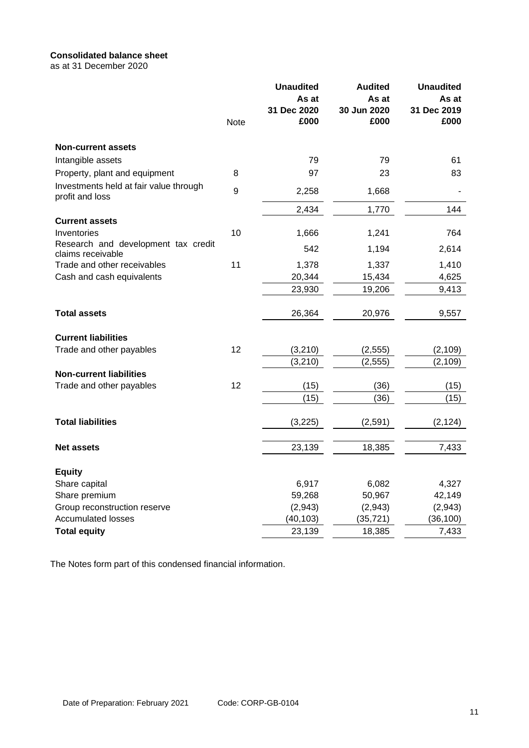**Consolidated balance sheet**
as at 31 December 2020

| | Note | Unaudited As at 31 Dec 2020 £000 | Audited As at 30 Jun 2020 £000 | Unaudited As at 31 Dec 2019 £000 |
|---|---|---|---|---|
| **Non-current assets** | | | | |
| Intangible assets | | 79 | 79 | 61 |
| Property, plant and equipment | 8 | 97 | 23 | 83 |
| Investments held at fair value through profit and loss | 9 | 2,258 | 1,668 | - |
| | | 2,434 | 1,770 | 144 |
| **Current assets** | | | | |
| Inventories | 10 | 1,666 | 1,241 | 764 |
| Research and development tax credit claims receivable | | 542 | 1,194 | 2,614 |
| Trade and other receivables | 11 | 1,378 | 1,337 | 1,410 |
| Cash and cash equivalents | | 20,344 | 15,434 | 4,625 |
| | | 23,930 | 19,206 | 9,413 |
| **Total assets** | | 26,364 | 20,976 | 9,557 |
| **Current liabilities** | | | | |
| Trade and other payables | 12 | (3,210) | (2,555) | (2,109) |
| | | (3,210) | (2,555) | (2,109) |
| **Non-current liabilities** | | | | |
| Trade and other payables | 12 | (15) | (36) | (15) |
| | | (15) | (36) | (15) |
| **Total liabilities** | | (3,225) | (2,591) | (2,124) |
| **Net assets** | | 23,139 | 18,385 | 7,433 |
| **Equity** | | | | |
| Share capital | | 6,917 | 6,082 | 4,327 |
| Share premium | | 59,268 | 50,967 | 42,149 |
| Group reconstruction reserve | | (2,943) | (2,943) | (2,943) |
| Accumulated losses | | (40,103) | (35,721) | (36,100) |
| **Total equity** | | 23,139 | 18,385 | 7,433 |

The Notes form part of this condensed financial information.

Date of Preparation: February 2021 Code: CORP-GB-0104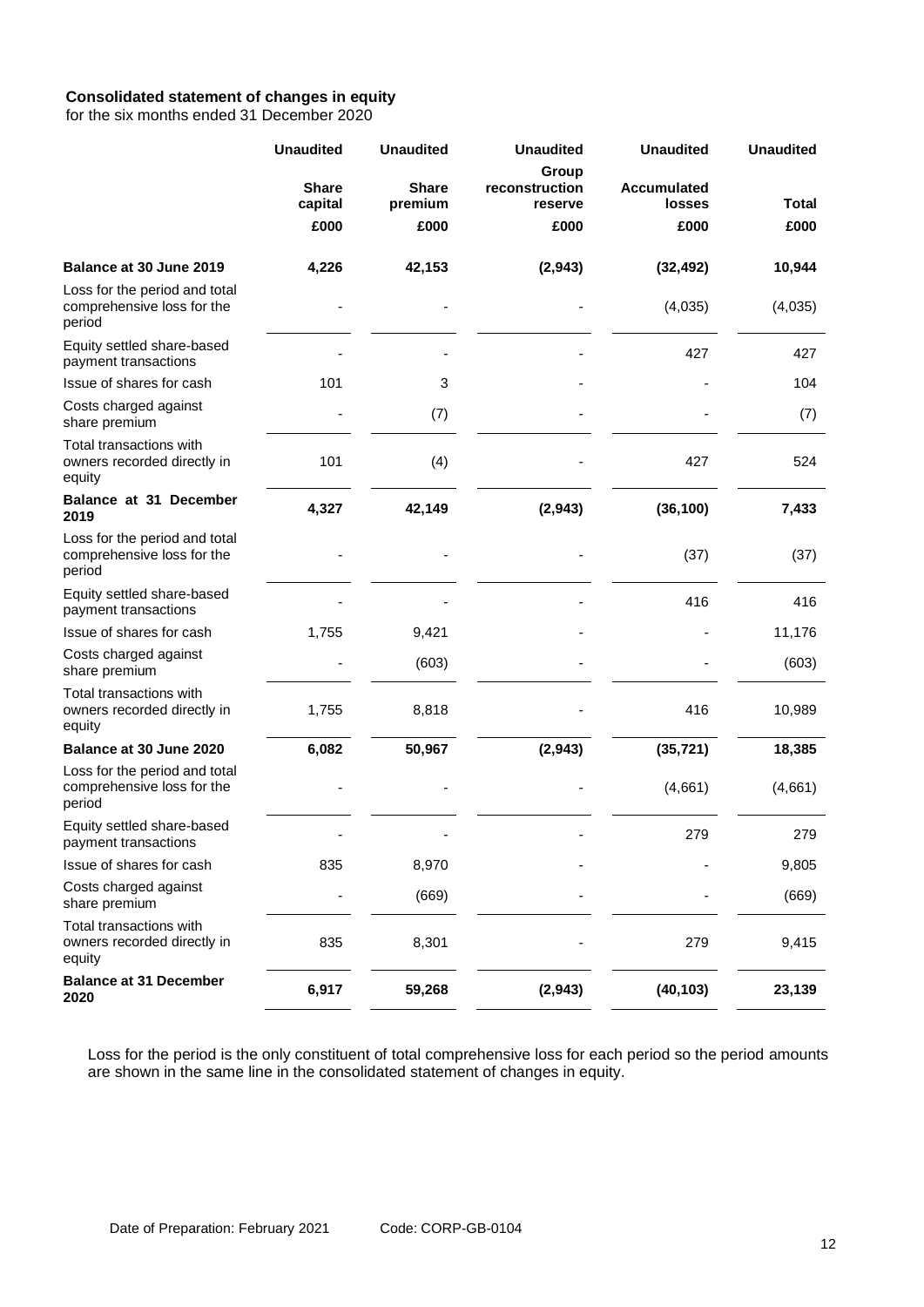**Consolidated statement of changes in equity**
for the six months ended 31 December 2020

| | Unaudited | Unaudited | Unaudited | Unaudited | Unaudited |
|---|---|---|---|---|---|
| | **Share capital** | **Share premium** | **Group reconstruction reserve** | **Accumulated losses** | **Total** |
| | **£000** | **£000** | **£000** | **£000** | **£000** |
| **Balance at 30 June 2019** | **4,226** | **42,153** | **(2,943)** | **(32,492)** | **10,944** |
| Loss for the period and total comprehensive loss for the period | - | - | - | (4,035) | (4,035) |
| Equity settled share-based payment transactions | - | - | - | 427 | 427 |
| Issue of shares for cash | 101 | 3 | - | - | 104 |
| Costs charged against share premium | - | (7) | - | - | (7) |
| Total transactions with owners recorded directly in equity | 101 | (4) | - | 427 | 524 |
| **Balance at 31 December 2019** | **4,327** | **42,149** | **(2,943)** | **(36,100)** | **7,433** |
| Loss for the period and total comprehensive loss for the period | - | - | - | (37) | (37) |
| Equity settled share-based payment transactions | - | - | - | 416 | 416 |
| Issue of shares for cash | 1,755 | 9,421 | - | - | 11,176 |
| Costs charged against share premium | - | (603) | - | - | (603) |
| Total transactions with owners recorded directly in equity | 1,755 | 8,818 | - | 416 | 10,989 |
| **Balance at 30 June 2020** | **6,082** | **50,967** | **(2,943)** | **(35,721)** | **18,385** |
| Loss for the period and total comprehensive loss for the period | - | - | - | (4,661) | (4,661) |
| Equity settled share-based payment transactions | - | - | - | 279 | 279 |
| Issue of shares for cash | 835 | 8,970 | - | - | 9,805 |
| Costs charged against share premium | - | (669) | - | - | (669) |
| Total transactions with owners recorded directly in equity | 835 | 8,301 | - | 279 | 9,415 |
| **Balance at 31 December 2020** | **6,917** | **59,268** | **(2,943)** | **(40,103)** | **23,139** |

Loss for the period is the only constituent of total comprehensive loss for each period so the period amounts are shown in the same line in the consolidated statement of changes in equity.

Date of Preparation: February 2021 Code: CORP-GB-0104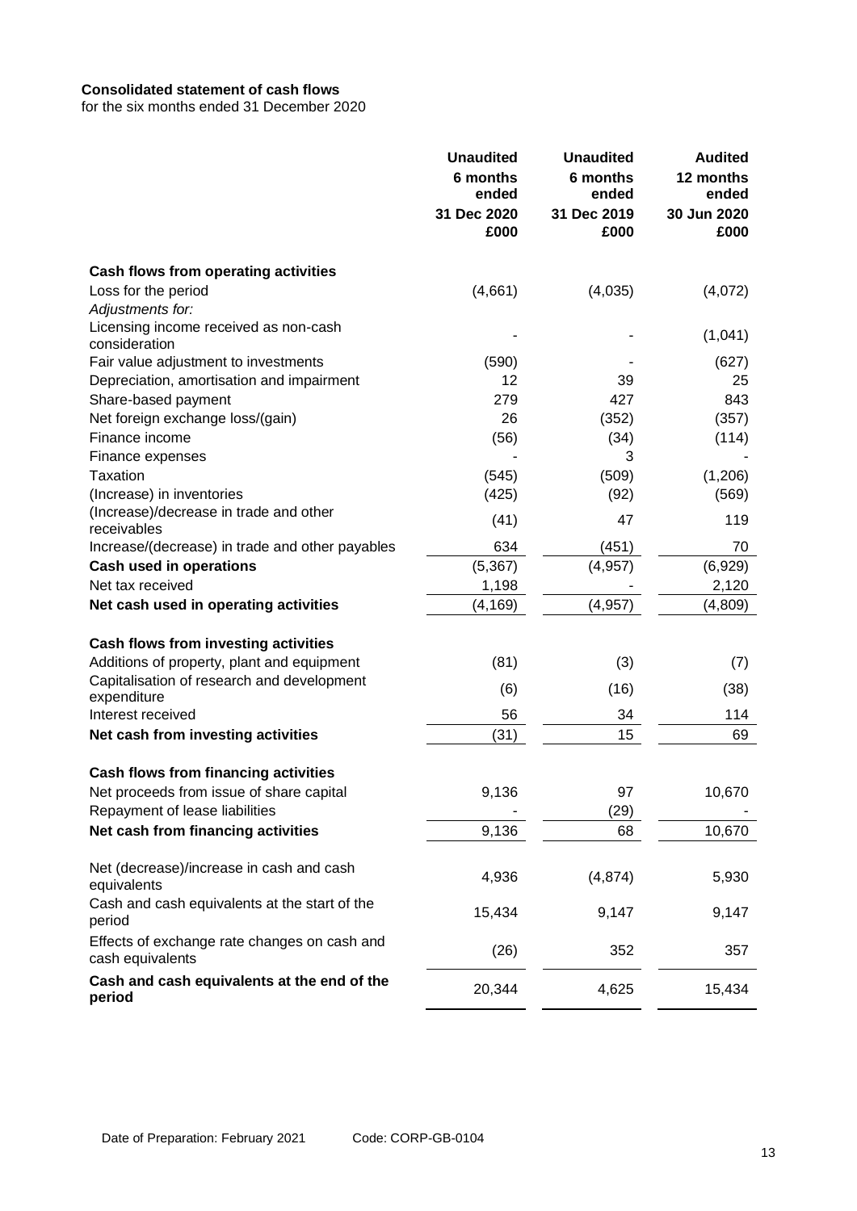**Consolidated statement of cash flows**
for the six months ended 31 December 2020

| | Unaudited 6 months ended 31 Dec 2020 £000 | Unaudited 6 months ended 31 Dec 2019 £000 | Audited 12 months ended 30 Jun 2020 £000 |
|---|---|---|---|
| **Cash flows from operating activities** | | | |
| Loss for the period | (4,661) | (4,035) | (4,072) |
| *Adjustments for:* | | | |
| Licensing income received as non-cash consideration | - | - | (1,041) |
| Fair value adjustment to investments | (590) | - | (627) |
| Depreciation, amortisation and impairment | 12 | 39 | 25 |
| Share-based payment | 279 | 427 | 843 |
| Net foreign exchange loss/(gain) | 26 | (352) | (357) |
| Finance income | (56) | (34) | (114) |
| Finance expenses | - | 3 | - |
| Taxation | (545) | (509) | (1,206) |
| (Increase) in inventories | (425) | (92) | (569) |
| (Increase)/decrease in trade and other receivables | (41) | 47 | 119 |
| Increase/(decrease) in trade and other payables | 634 | (451) | 70 |
| **Cash used in operations** | (5,367) | (4,957) | (6,929) |
| Net tax received | 1,198 | - | 2,120 |
| **Net cash used in operating activities** | (4,169) | (4,957) | (4,809) |
| | | | |
| **Cash flows from investing activities** | | | |
| Additions of property, plant and equipment | (81) | (3) | (7) |
| Capitalisation of research and development expenditure | (6) | (16) | (38) |
| Interest received | 56 | 34 | 114 |
| **Net cash from investing activities** | (31) | 15 | 69 |
| | | | |
| **Cash flows from financing activities** | | | |
| Net proceeds from issue of share capital | 9,136 | 97 | 10,670 |
| Repayment of lease liabilities | - | (29) | - |
| **Net cash from financing activities** | 9,136 | 68 | 10,670 |
| | | | |
| Net (decrease)/increase in cash and cash equivalents | 4,936 | (4,874) | 5,930 |
| Cash and cash equivalents at the start of the period | 15,434 | 9,147 | 9,147 |
| Effects of exchange rate changes on cash and cash equivalents | (26) | 352 | 357 |
| **Cash and cash equivalents at the end of the period** | 20,344 | 4,625 | 15,434 |

Date of Preparation: February 2021 Code: CORP-GB-0104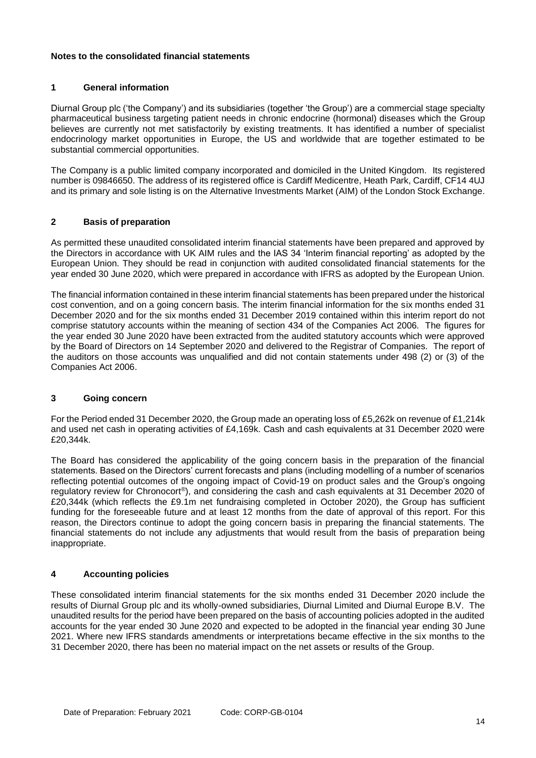**Notes to the consolidated financial statements**

## 1 General information

Diurnal Group plc ('the Company') and its subsidiaries (together 'the Group') are a commercial stage specialty pharmaceutical business targeting patient needs in chronic endocrine (hormonal) diseases which the Group believes are currently not met satisfactorily by existing treatments. It has identified a number of specialist endocrinology market opportunities in Europe, the US and worldwide that are together estimated to be substantial commercial opportunities.

The Company is a public limited company incorporated and domiciled in the United Kingdom. Its registered number is 09846650. The address of its registered office is Cardiff Medicentre, Heath Park, Cardiff, CF14 4UJ and its primary and sole listing is on the Alternative Investments Market (AIM) of the London Stock Exchange.

## 2 Basis of preparation

As permitted these unaudited consolidated interim financial statements have been prepared and approved by the Directors in accordance with UK AIM rules and the IAS 34 'Interim financial reporting' as adopted by the European Union. They should be read in conjunction with audited consolidated financial statements for the year ended 30 June 2020, which were prepared in accordance with IFRS as adopted by the European Union.

The financial information contained in these interim financial statements has been prepared under the historical cost convention, and on a going concern basis. The interim financial information for the six months ended 31 December 2020 and for the six months ended 31 December 2019 contained within this interim report do not comprise statutory accounts within the meaning of section 434 of the Companies Act 2006. The figures for the year ended 30 June 2020 have been extracted from the audited statutory accounts which were approved by the Board of Directors on 14 September 2020 and delivered to the Registrar of Companies. The report of the auditors on those accounts was unqualified and did not contain statements under 498 (2) or (3) of the Companies Act 2006.

## 3 Going concern

For the Period ended 31 December 2020, the Group made an operating loss of £5,262k on revenue of £1,214k and used net cash in operating activities of £4,169k. Cash and cash equivalents at 31 December 2020 were £20,344k.

The Board has considered the applicability of the going concern basis in the preparation of the financial statements. Based on the Directors' current forecasts and plans (including modelling of a number of scenarios reflecting potential outcomes of the ongoing impact of Covid-19 on product sales and the Group's ongoing regulatory review for Chronocort®), and considering the cash and cash equivalents at 31 December 2020 of £20,344k (which reflects the £9.1m net fundraising completed in October 2020), the Group has sufficient funding for the foreseeable future and at least 12 months from the date of approval of this report. For this reason, the Directors continue to adopt the going concern basis in preparing the financial statements. The financial statements do not include any adjustments that would result from the basis of preparation being inappropriate.

## 4 Accounting policies

These consolidated interim financial statements for the six months ended 31 December 2020 include the results of Diurnal Group plc and its wholly-owned subsidiaries, Diurnal Limited and Diurnal Europe B.V. The unaudited results for the period have been prepared on the basis of accounting policies adopted in the audited accounts for the year ended 30 June 2020 and expected to be adopted in the financial year ending 30 June 2021. Where new IFRS standards amendments or interpretations became effective in the six months to the 31 December 2020, there has been no material impact on the net assets or results of the Group.

Date of Preparation: February 2021 Code: CORP-GB-0104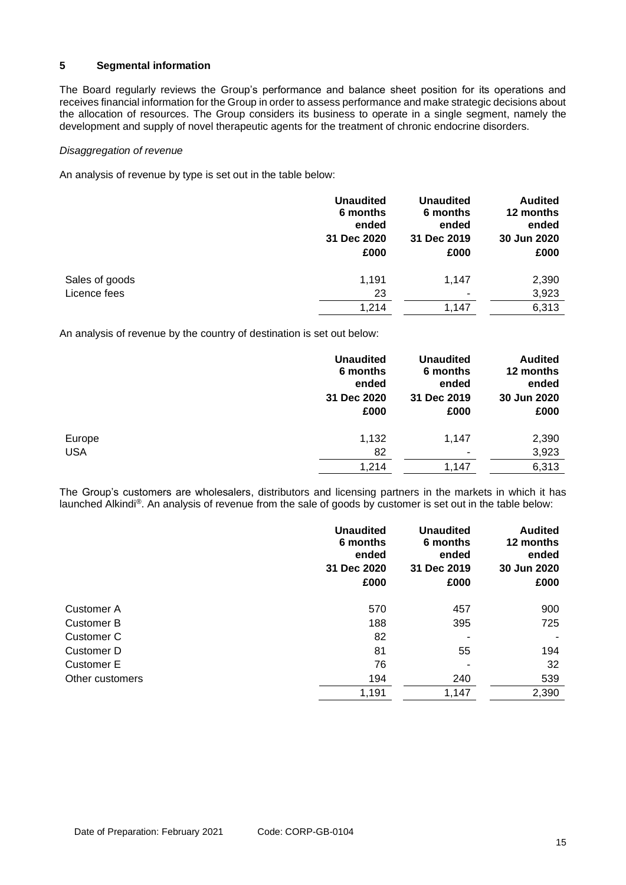## 5 Segmental information

The Board regularly reviews the Group's performance and balance sheet position for its operations and receives financial information for the Group in order to assess performance and make strategic decisions about the allocation of resources. The Group considers its business to operate in a single segment, namely the development and supply of novel therapeutic agents for the treatment of chronic endocrine disorders.

*Disaggregation of revenue*

An analysis of revenue by type is set out in the table below:

| | Unaudited 6 months ended 31 Dec 2020 £000 | Unaudited 6 months ended 31 Dec 2019 £000 | Audited 12 months ended 30 Jun 2020 £000 |
|---|---|---|---|
| Sales of goods | 1,191 | 1,147 | 2,390 |
| Licence fees | 23 | - | 3,923 |
| | 1,214 | 1,147 | 6,313 |

An analysis of revenue by the country of destination is set out below:

| | Unaudited 6 months ended 31 Dec 2020 £000 | Unaudited 6 months ended 31 Dec 2019 £000 | Audited 12 months ended 30 Jun 2020 £000 |
|---|---|---|---|
| Europe | 1,132 | 1,147 | 2,390 |
| USA | 82 | - | 3,923 |
| | 1,214 | 1,147 | 6,313 |

The Group's customers are wholesalers, distributors and licensing partners in the markets in which it has launched Alkindi®. An analysis of revenue from the sale of goods by customer is set out in the table below:

| | Unaudited 6 months ended 31 Dec 2020 £000 | Unaudited 6 months ended 31 Dec 2019 £000 | Audited 12 months ended 30 Jun 2020 £000 |
|---|---|---|---|
| Customer A | 570 | 457 | 900 |
| Customer B | 188 | 395 | 725 |
| Customer C | 82 | - | - |
| Customer D | 81 | 55 | 194 |
| Customer E | 76 | - | 32 |
| Other customers | 194 | 240 | 539 |
| | 1,191 | 1,147 | 2,390 |

Date of Preparation: February 2021 Code: CORP-GB-0104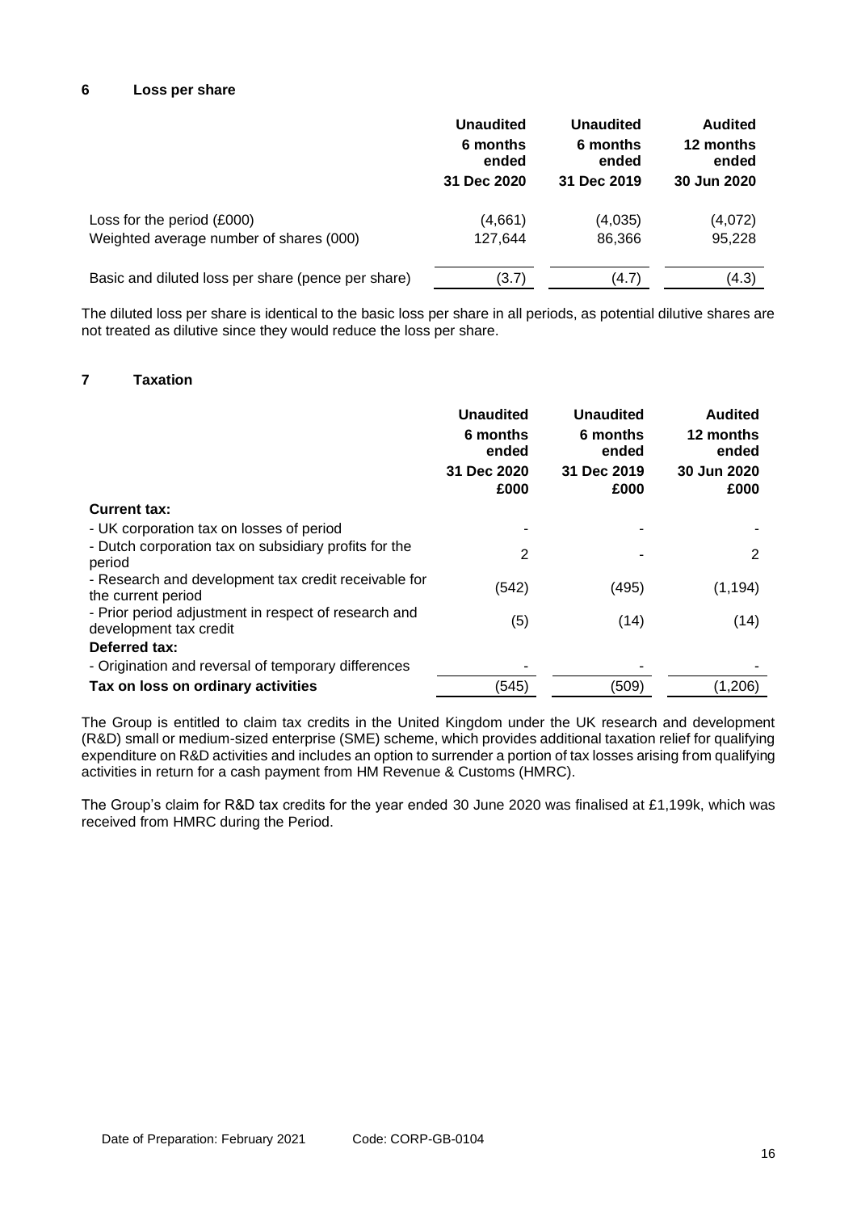## 6 Loss per share

| | Unaudited 6 months ended 31 Dec 2020 | Unaudited 6 months ended 31 Dec 2019 | Audited 12 months ended 30 Jun 2020 |
|---|---|---|---|
| Loss for the period (£000) | (4,661) | (4,035) | (4,072) |
| Weighted average number of shares (000) | 127,644 | 86,366 | 95,228 |
| Basic and diluted loss per share (pence per share) | (3.7) | (4.7) | (4.3) |

The diluted loss per share is identical to the basic loss per share in all periods, as potential dilutive shares are not treated as dilutive since they would reduce the loss per share.

## 7 Taxation

| | Unaudited 6 months ended 31 Dec 2020 £000 | Unaudited 6 months ended 31 Dec 2019 £000 | Audited 12 months ended 30 Jun 2020 £000 |
|---|---|---|---|
| **Current tax:** | | | |
| - UK corporation tax on losses of period | - | - | - |
| - Dutch corporation tax on subsidiary profits for the period | 2 | - | 2 |
| - Research and development tax credit receivable for the current period | (542) | (495) | (1,194) |
| - Prior period adjustment in respect of research and development tax credit | (5) | (14) | (14) |
| **Deferred tax:** | | | |
| - Origination and reversal of temporary differences | - | - | - |
| **Tax on loss on ordinary activities** | (545) | (509) | (1,206) |

The Group is entitled to claim tax credits in the United Kingdom under the UK research and development (R&D) small or medium-sized enterprise (SME) scheme, which provides additional taxation relief for qualifying expenditure on R&D activities and includes an option to surrender a portion of tax losses arising from qualifying activities in return for a cash payment from HM Revenue & Customs (HMRC).

The Group's claim for R&D tax credits for the year ended 30 June 2020 was finalised at £1,199k, which was received from HMRC during the Period.

Date of Preparation: February 2021 Code: CORP-GB-0104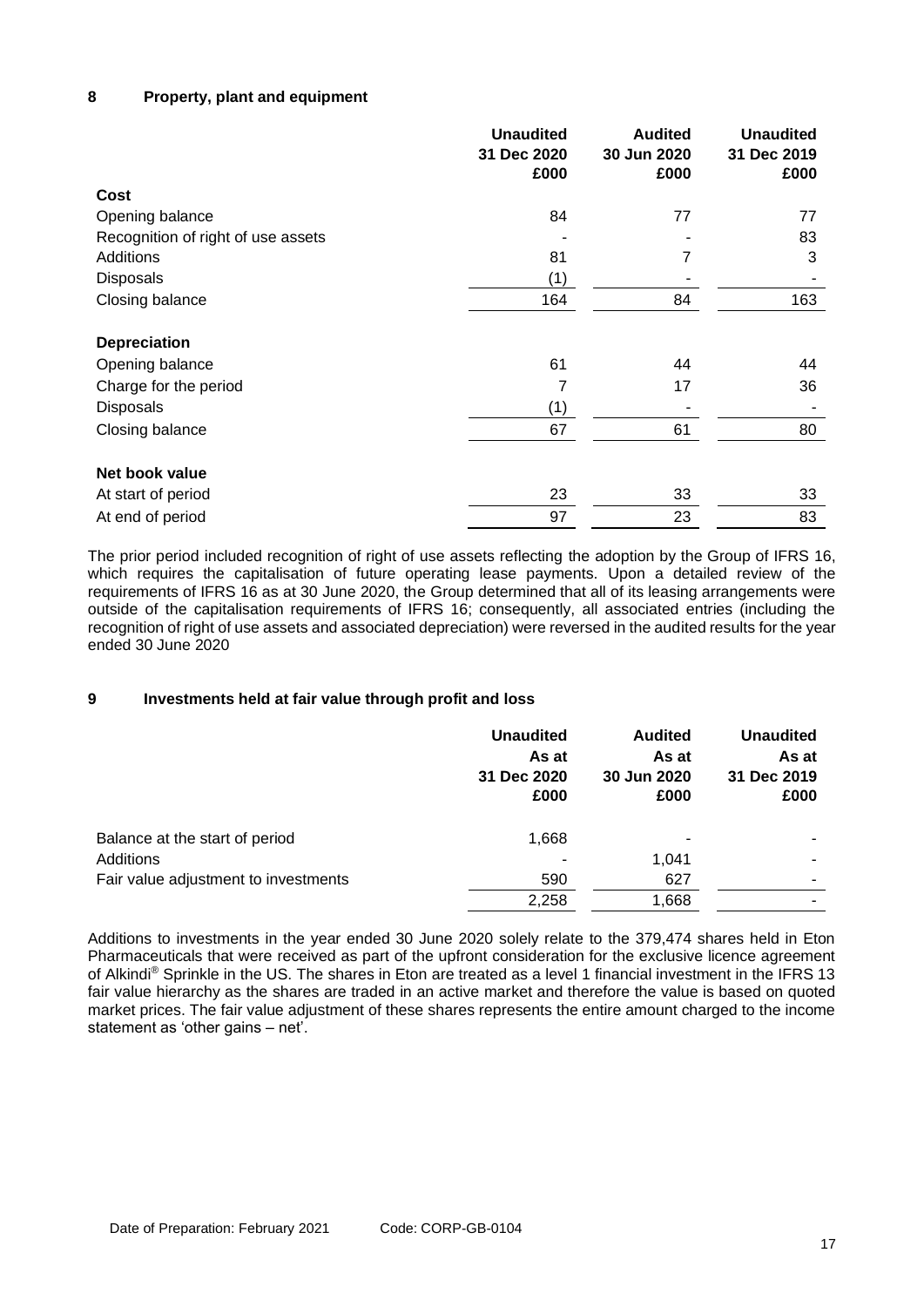## 8 Property, plant and equipment

| | Unaudited 31 Dec 2020 £000 | Audited 30 Jun 2020 £000 | Unaudited 31 Dec 2019 £000 |
|---|---|---|---|
| **Cost** | | | |
| Opening balance | 84 | 77 | 77 |
| Recognition of right of use assets | - | - | 83 |
| Additions | 81 | 7 | 3 |
| Disposals | (1) | - | - |
| Closing balance | 164 | 84 | 163 |
| **Depreciation** | | | |
| Opening balance | 61 | 44 | 44 |
| Charge for the period | 7 | 17 | 36 |
| Disposals | (1) | - | - |
| Closing balance | 67 | 61 | 80 |
| **Net book value** | | | |
| At start of period | 23 | 33 | 33 |
| At end of period | 97 | 23 | 83 |

The prior period included recognition of right of use assets reflecting the adoption by the Group of IFRS 16, which requires the capitalisation of future operating lease payments. Upon a detailed review of the requirements of IFRS 16 as at 30 June 2020, the Group determined that all of its leasing arrangements were outside of the capitalisation requirements of IFRS 16; consequently, all associated entries (including the recognition of right of use assets and associated depreciation) were reversed in the audited results for the year ended 30 June 2020

## 9 Investments held at fair value through profit and loss

| | Unaudited As at 31 Dec 2020 £000 | Audited As at 30 Jun 2020 £000 | Unaudited As at 31 Dec 2019 £000 |
|---|---|---|---|
| Balance at the start of period | 1,668 | - | - |
| Additions | - | 1,041 | - |
| Fair value adjustment to investments | 590 | 627 | - |
| | 2,258 | 1,668 | - |

Additions to investments in the year ended 30 June 2020 solely relate to the 379,474 shares held in Eton Pharmaceuticals that were received as part of the upfront consideration for the exclusive licence agreement of Alkindi® Sprinkle in the US. The shares in Eton are treated as a level 1 financial investment in the IFRS 13 fair value hierarchy as the shares are traded in an active market and therefore the value is based on quoted market prices. The fair value adjustment of these shares represents the entire amount charged to the income statement as 'other gains – net'.

Date of Preparation: February 2021 Code: CORP-GB-0104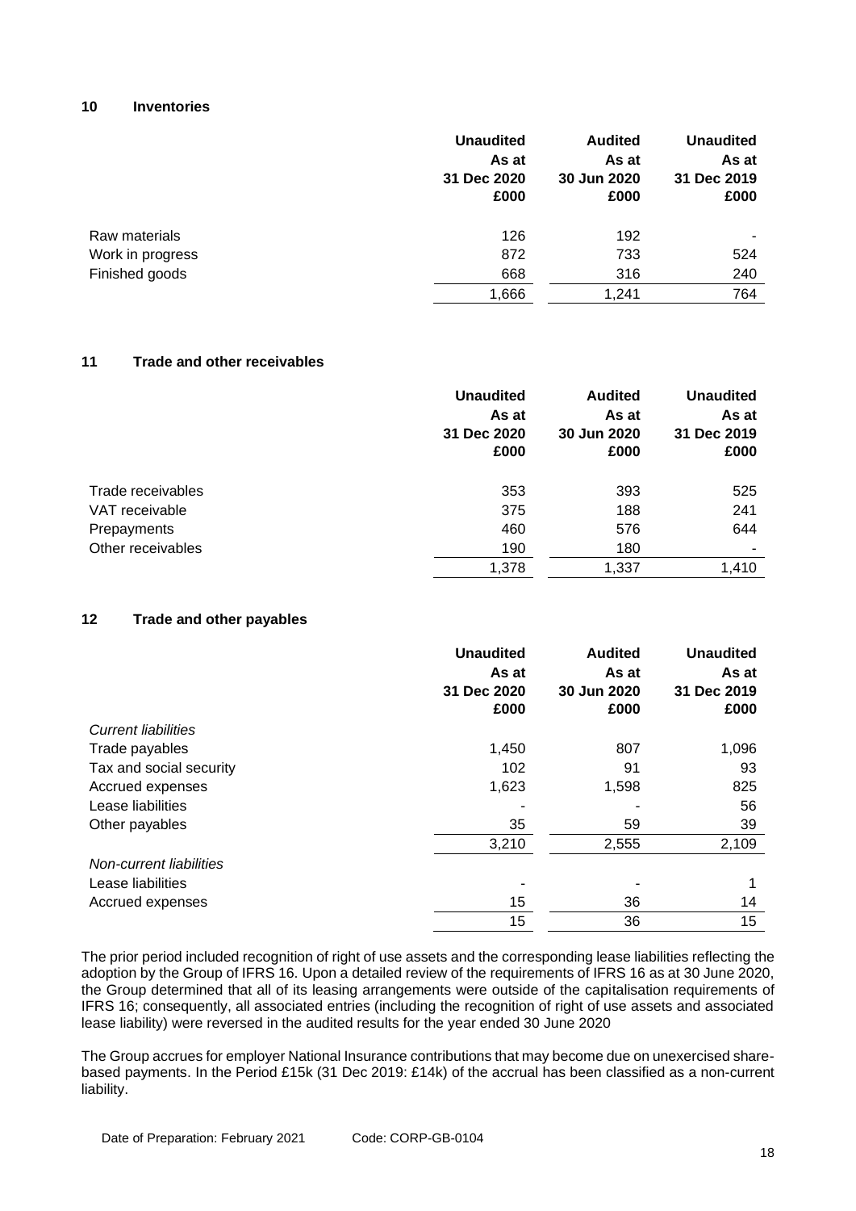## 10 Inventories

| | Unaudited As at 31 Dec 2020 £000 | Audited As at 30 Jun 2020 £000 | Unaudited As at 31 Dec 2019 £000 |
|---|---|---|---|
| Raw materials | 126 | 192 | - |
| Work in progress | 872 | 733 | 524 |
| Finished goods | 668 | 316 | 240 |
| | 1,666 | 1,241 | 764 |

## 11 Trade and other receivables

| | Unaudited As at 31 Dec 2020 £000 | Audited As at 30 Jun 2020 £000 | Unaudited As at 31 Dec 2019 £000 |
|---|---|---|---|
| Trade receivables | 353 | 393 | 525 |
| VAT receivable | 375 | 188 | 241 |
| Prepayments | 460 | 576 | 644 |
| Other receivables | 190 | 180 | - |
| | 1,378 | 1,337 | 1,410 |

## 12 Trade and other payables

| | Unaudited As at 31 Dec 2020 £000 | Audited As at 30 Jun 2020 £000 | Unaudited As at 31 Dec 2019 £000 |
|---|---|---|---|
| *Current liabilities* | | | |
| Trade payables | 1,450 | 807 | 1,096 |
| Tax and social security | 102 | 91 | 93 |
| Accrued expenses | 1,623 | 1,598 | 825 |
| Lease liabilities | - | - | 56 |
| Other payables | 35 | 59 | 39 |
| | 3,210 | 2,555 | 2,109 |
| *Non-current liabilities* | | | |
| Lease liabilities | - | - | 1 |
| Accrued expenses | 15 | 36 | 14 |
| | 15 | 36 | 15 |

The prior period included recognition of right of use assets and the corresponding lease liabilities reflecting the adoption by the Group of IFRS 16. Upon a detailed review of the requirements of IFRS 16 as at 30 June 2020, the Group determined that all of its leasing arrangements were outside of the capitalisation requirements of IFRS 16; consequently, all associated entries (including the recognition of right of use assets and associated lease liability) were reversed in the audited results for the year ended 30 June 2020

The Group accrues for employer National Insurance contributions that may become due on unexercised share-based payments. In the Period £15k (31 Dec 2019: £14k) of the accrual has been classified as a non-current liability.

Date of Preparation: February 2021 Code: CORP-GB-0104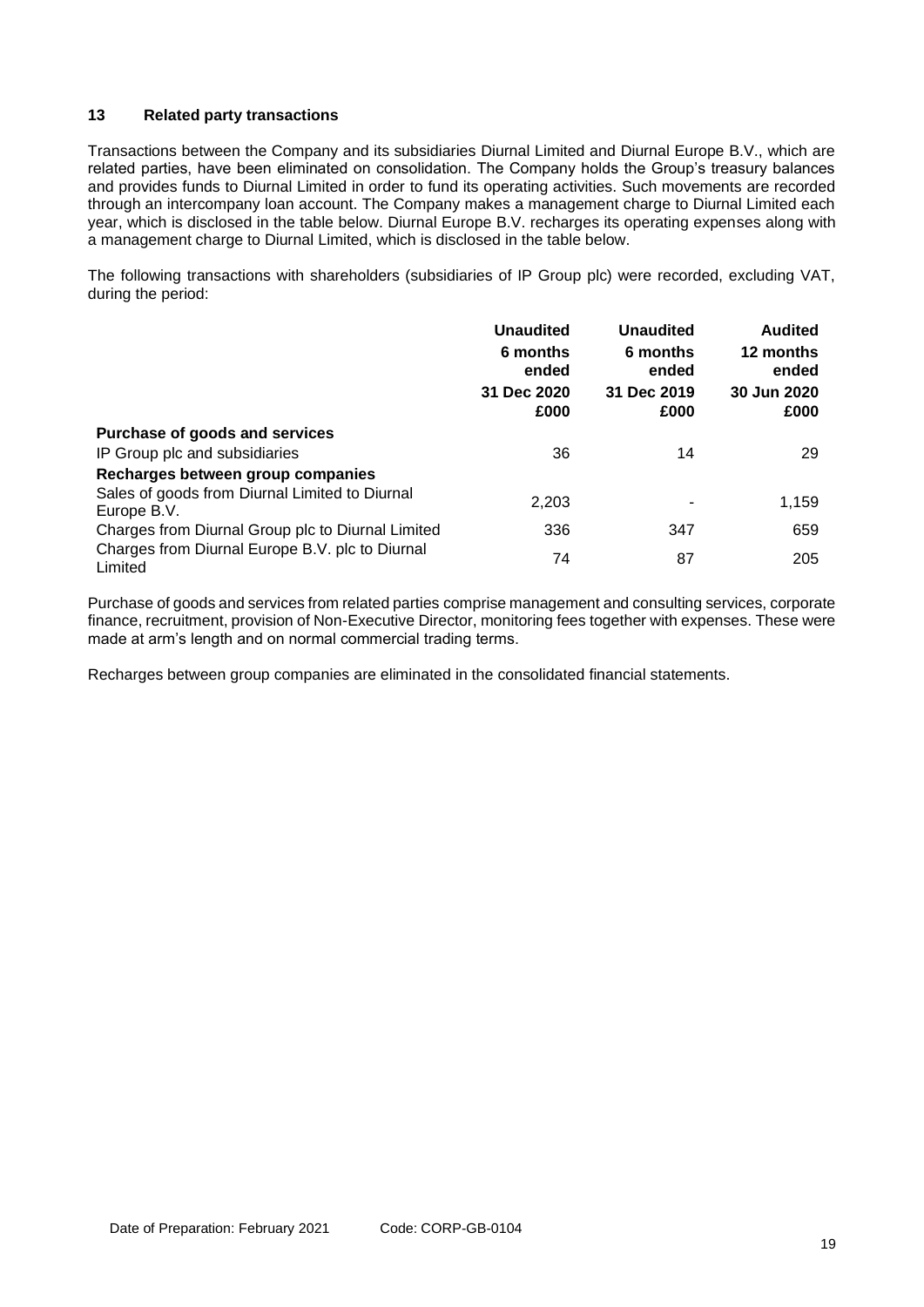## 13 Related party transactions

Transactions between the Company and its subsidiaries Diurnal Limited and Diurnal Europe B.V., which are related parties, have been eliminated on consolidation. The Company holds the Group's treasury balances and provides funds to Diurnal Limited in order to fund its operating activities. Such movements are recorded through an intercompany loan account. The Company makes a management charge to Diurnal Limited each year, which is disclosed in the table below. Diurnal Europe B.V. recharges its operating expenses along with a management charge to Diurnal Limited, which is disclosed in the table below.

The following transactions with shareholders (subsidiaries of IP Group plc) were recorded, excluding VAT, during the period:

| | Unaudited<br>6 months ended<br>31 Dec 2020<br>£000 | Unaudited<br>6 months ended<br>31 Dec 2019<br>£000 | Audited<br>12 months ended<br>30 Jun 2020<br>£000 |
|---|---|---|---|
| **Purchase of goods and services** | | | |
| IP Group plc and subsidiaries | 36 | 14 | 29 |
| **Recharges between group companies** | | | |
| Sales of goods from Diurnal Limited to Diurnal Europe B.V. | 2,203 | - | 1,159 |
| Charges from Diurnal Group plc to Diurnal Limited | 336 | 347 | 659 |
| Charges from Diurnal Europe B.V. plc to Diurnal Limited | 74 | 87 | 205 |

Purchase of goods and services from related parties comprise management and consulting services, corporate finance, recruitment, provision of Non-Executive Director, monitoring fees together with expenses. These were made at arm's length and on normal commercial trading terms.

Recharges between group companies are eliminated in the consolidated financial statements.

Date of Preparation: February 2021 Code: CORP-GB-0104